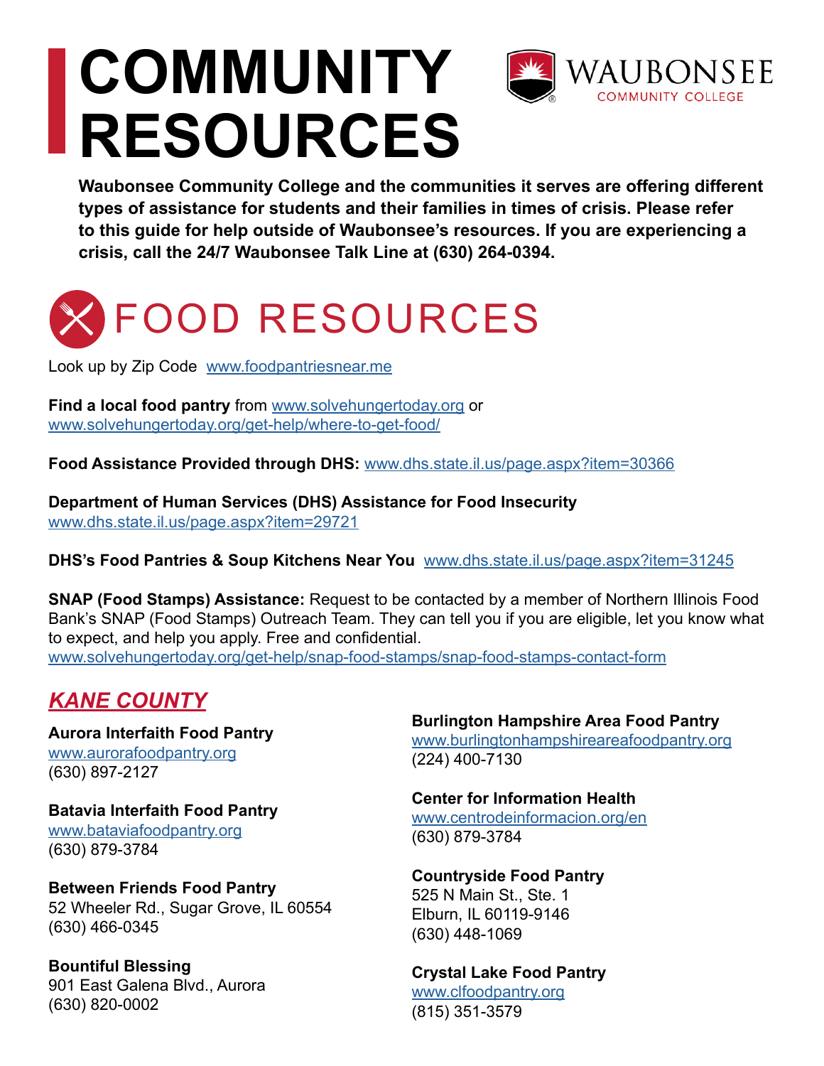# COMMUNITY RESOURCES

**Waubonsee Community College and the communities it serves are offering different types of assistance for students and their families in times of crisis. Please refer to this guide for help outside of Waubonsee's resources. If you are experiencing a crisis, call the 24/7 Waubonsee Talk Line at (630) 264-0394.**

## FOOD RESOURCES

Look up by Zip Code www.foodpantriesnear.me

**Find a local food pantry** from www.solvehungertoday.org or www.solvehungertoday.org/get-help/where-to-get-food/

**Food Assistance Provided through DHS:** www.dhs.state.il.us/page.aspx?item=30366

**Department of Human Services (DHS) Assistance for Food Insecurity**
www.dhs.state.il.us/page.aspx?item=29721

**DHS's Food Pantries & Soup Kitchens Near You** www.dhs.state.il.us/page.aspx?item=31245

**SNAP (Food Stamps) Assistance:** Request to be contacted by a member of Northern Illinois Food Bank's SNAP (Food Stamps) Outreach Team. They can tell you if you are eligible, let you know what to expect, and help you apply. Free and confidential.
www.solvehungertoday.org/get-help/snap-food-stamps/snap-food-stamps-contact-form

### *KANE COUNTY*

**Aurora Interfaith Food Pantry**
www.aurorafoodpantry.org
(630) 897-2127

**Batavia Interfaith Food Pantry**
www.bataviafoodpantry.org
(630) 879-3784

**Between Friends Food Pantry**
52 Wheeler Rd., Sugar Grove, IL 60554
(630) 466-0345

**Bountiful Blessing**
901 East Galena Blvd., Aurora
(630) 820-0002

**Burlington Hampshire Area Food Pantry**
www.burlingtonhampshireareafoodpantry.org
(224) 400-7130

**Center for Information Health**
www.centrodeinformacion.org/en
(630) 879-3784

**Countryside Food Pantry**
525 N Main St., Ste. 1
Elburn, IL 60119-9146
(630) 448-1069

**Crystal Lake Food Pantry**
www.clfoodpantry.org
(815) 351-3579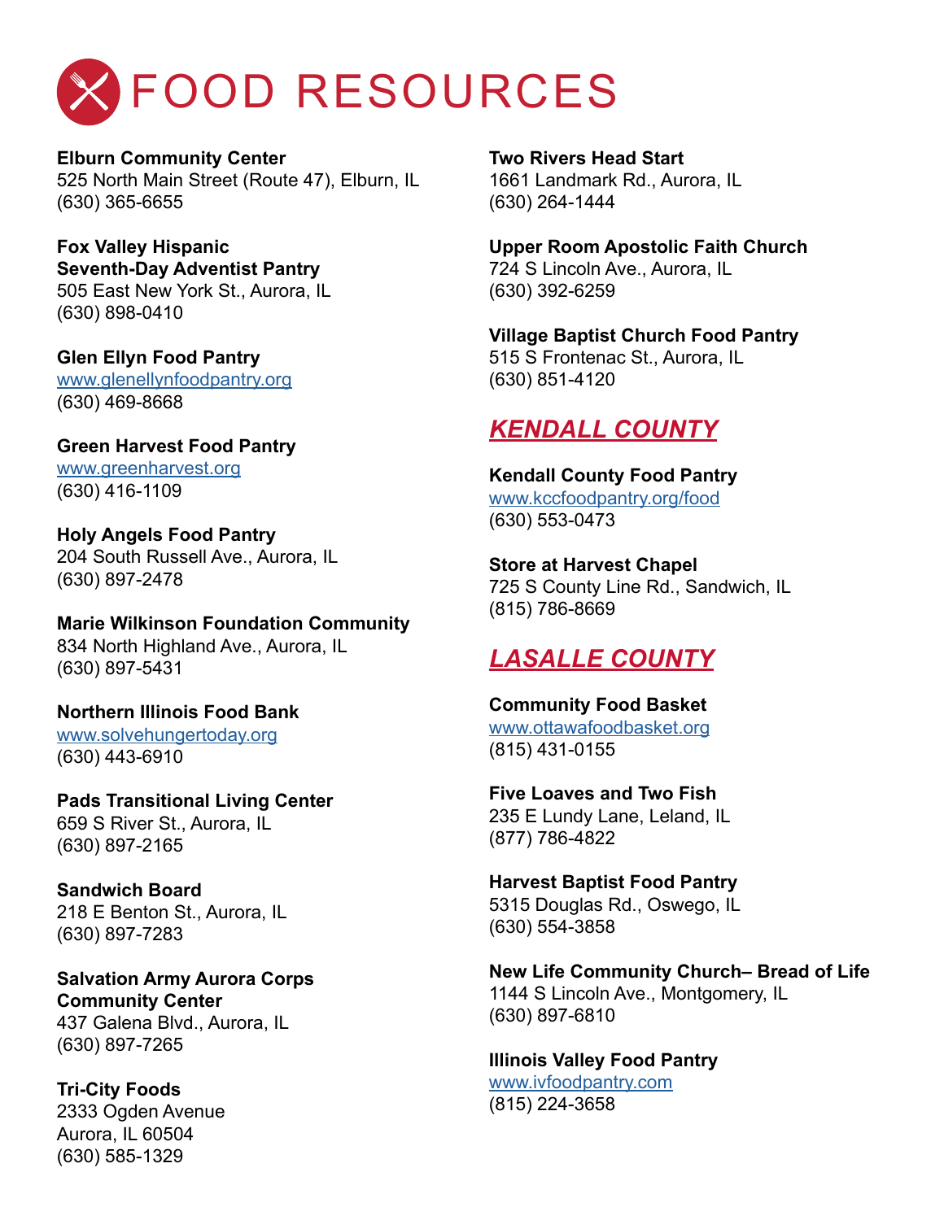# FOOD RESOURCES

**Elburn Community Center**
525 North Main Street (Route 47), Elburn, IL
(630) 365-6655

**Fox Valley Hispanic Seventh-Day Adventist Pantry**
505 East New York St., Aurora, IL
(630) 898-0410

**Glen Ellyn Food Pantry**
www.glenellynfoodpantry.org
(630) 469-8668

**Green Harvest Food Pantry**
www.greenharvest.org
(630) 416-1109

**Holy Angels Food Pantry**
204 South Russell Ave., Aurora, IL
(630) 897-2478

**Marie Wilkinson Foundation Community**
834 North Highland Ave., Aurora, IL
(630) 897-5431

**Northern Illinois Food Bank**
www.solvehungertoday.org
(630) 443-6910

**Pads Transitional Living Center**
659 S River St., Aurora, IL
(630) 897-2165

**Sandwich Board**
218 E Benton St., Aurora, IL
(630) 897-7283

**Salvation Army Aurora Corps Community Center**
437 Galena Blvd., Aurora, IL
(630) 897-7265

**Tri-City Foods**
2333 Ogden Avenue
Aurora, IL 60504
(630) 585-1329

**Two Rivers Head Start**
1661 Landmark Rd., Aurora, IL
(630) 264-1444

**Upper Room Apostolic Faith Church**
724 S Lincoln Ave., Aurora, IL
(630) 392-6259

**Village Baptist Church Food Pantry**
515 S Frontenac St., Aurora, IL
(630) 851-4120

## KENDALL COUNTY

**Kendall County Food Pantry**
www.kccfoodpantry.org/food
(630) 553-0473

**Store at Harvest Chapel**
725 S County Line Rd., Sandwich, IL
(815) 786-8669

## LASALLE COUNTY

**Community Food Basket**
www.ottawafoodbasket.org
(815) 431-0155

**Five Loaves and Two Fish**
235 E Lundy Lane, Leland, IL
(877) 786-4822

**Harvest Baptist Food Pantry**
5315 Douglas Rd., Oswego, IL
(630) 554-3858

**New Life Community Church– Bread of Life**
1144 S Lincoln Ave., Montgomery, IL
(630) 897-6810

**Illinois Valley Food Pantry**
www.ivfoodpantry.com
(815) 224-3658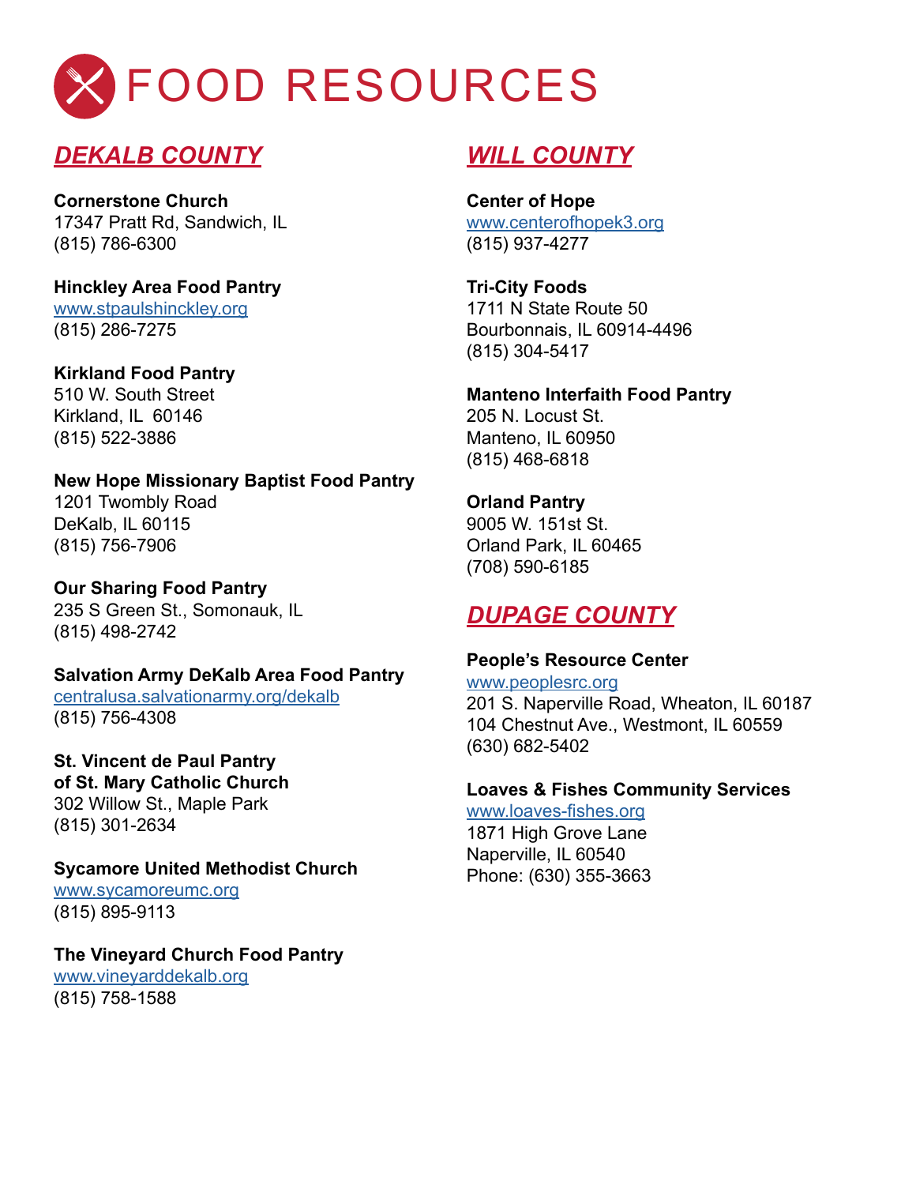# FOOD RESOURCES

## *DEKALB COUNTY*

**Cornerstone Church**
17347 Pratt Rd, Sandwich, IL
(815) 786-6300

**Hinckley Area Food Pantry**
www.stpaulshinckley.org
(815) 286-7275

**Kirkland Food Pantry**
510 W. South Street
Kirkland, IL 60146
(815) 522-3886

**New Hope Missionary Baptist Food Pantry**
1201 Twombly Road
DeKalb, IL 60115
(815) 756-7906

**Our Sharing Food Pantry**
235 S Green St., Somonauk, IL
(815) 498-2742

**Salvation Army DeKalb Area Food Pantry**
centralusa.salvationarmy.org/dekalb
(815) 756-4308

**St. Vincent de Paul Pantry of St. Mary Catholic Church**
302 Willow St., Maple Park
(815) 301-2634

**Sycamore United Methodist Church**
www.sycamoreumc.org
(815) 895-9113

**The Vineyard Church Food Pantry**
www.vineyarddekalb.org
(815) 758-1588

## *WILL COUNTY*

**Center of Hope**
www.centerofhopek3.org
(815) 937-4277

**Tri-City Foods**
1711 N State Route 50
Bourbonnais, IL 60914-4496
(815) 304-5417

**Manteno Interfaith Food Pantry**
205 N. Locust St.
Manteno, IL 60950
(815) 468-6818

**Orland Pantry**
9005 W. 151st St.
Orland Park, IL 60465
(708) 590-6185

## *DUPAGE COUNTY*

**People's Resource Center**
www.peoplesrc.org
201 S. Naperville Road, Wheaton, IL 60187
104 Chestnut Ave., Westmont, IL 60559
(630) 682-5402

**Loaves & Fishes Community Services**
www.loaves-fishes.org
1871 High Grove Lane
Naperville, IL 60540
Phone: (630) 355-3663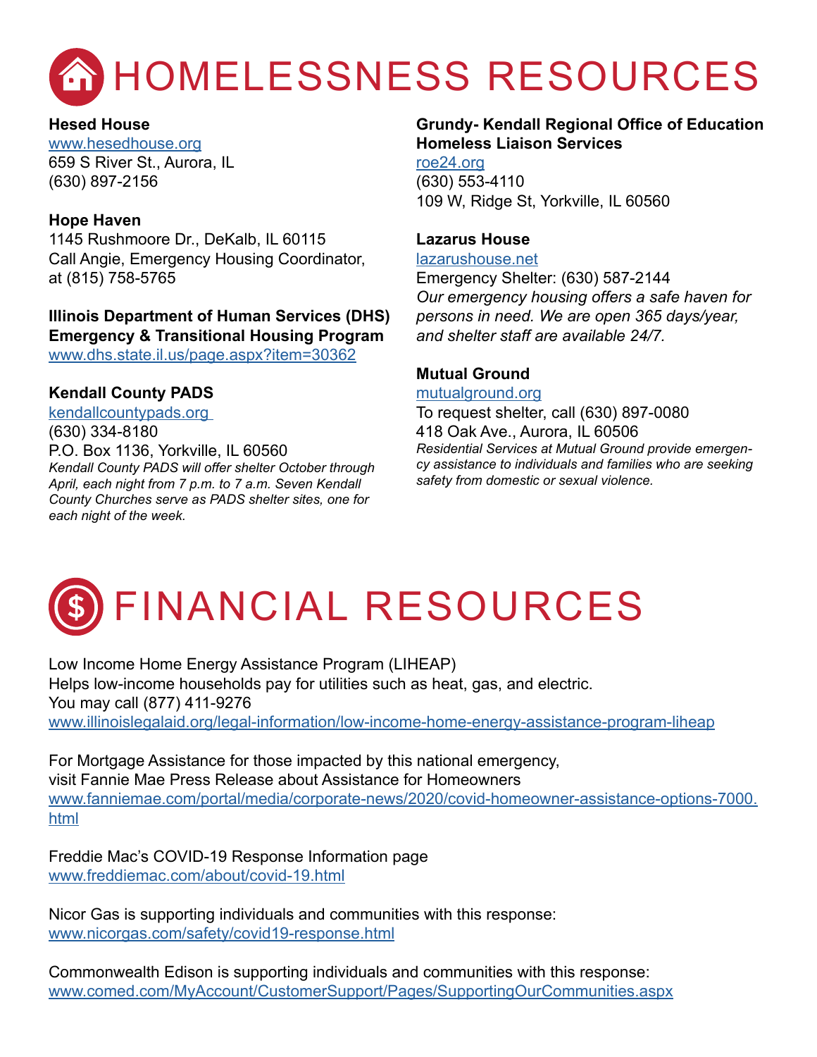# HOMELESSNESS RESOURCES

**Hesed House**
www.hesedhouse.org
659 S River St., Aurora, IL
(630) 897-2156

**Hope Haven**
1145 Rushmoore Dr., DeKalb, IL 60115
Call Angie, Emergency Housing Coordinator, at (815) 758-5765

**Illinois Department of Human Services (DHS) Emergency & Transitional Housing Program**
www.dhs.state.il.us/page.aspx?item=30362

**Kendall County PADS**
kendallcountypads.org
(630) 334-8180
P.O. Box 1136, Yorkville, IL 60560
*Kendall County PADS will offer shelter October through April, each night from 7 p.m. to 7 a.m. Seven Kendall County Churches serve as PADS shelter sites, one for each night of the week.*

**Grundy- Kendall Regional Office of Education Homeless Liaison Services**
roe24.org
(630) 553-4110
109 W, Ridge St, Yorkville, IL 60560

**Lazarus House**
lazarushouse.net
Emergency Shelter: (630) 587-2144
*Our emergency housing offers a safe haven for persons in need. We are open 365 days/year, and shelter staff are available 24/7.*

**Mutual Ground**
mutualground.org
To request shelter, call (630) 897-0080
418 Oak Ave., Aurora, IL 60506
*Residential Services at Mutual Ground provide emergency assistance to individuals and families who are seeking safety from domestic or sexual violence.*

# FINANCIAL RESOURCES

Low Income Home Energy Assistance Program (LIHEAP)
Helps low-income households pay for utilities such as heat, gas, and electric.
You may call (877) 411-9276
www.illinoislegalaid.org/legal-information/low-income-home-energy-assistance-program-liheap

For Mortgage Assistance for those impacted by this national emergency, visit Fannie Mae Press Release about Assistance for Homeowners
www.fanniemae.com/portal/media/corporate-news/2020/covid-homeowner-assistance-options-7000.html

Freddie Mac's COVID-19 Response Information page
www.freddiemac.com/about/covid-19.html

Nicor Gas is supporting individuals and communities with this response:
www.nicorgas.com/safety/covid19-response.html

Commonwealth Edison is supporting individuals and communities with this response:
www.comed.com/MyAccount/CustomerSupport/Pages/SupportingOurCommunities.aspx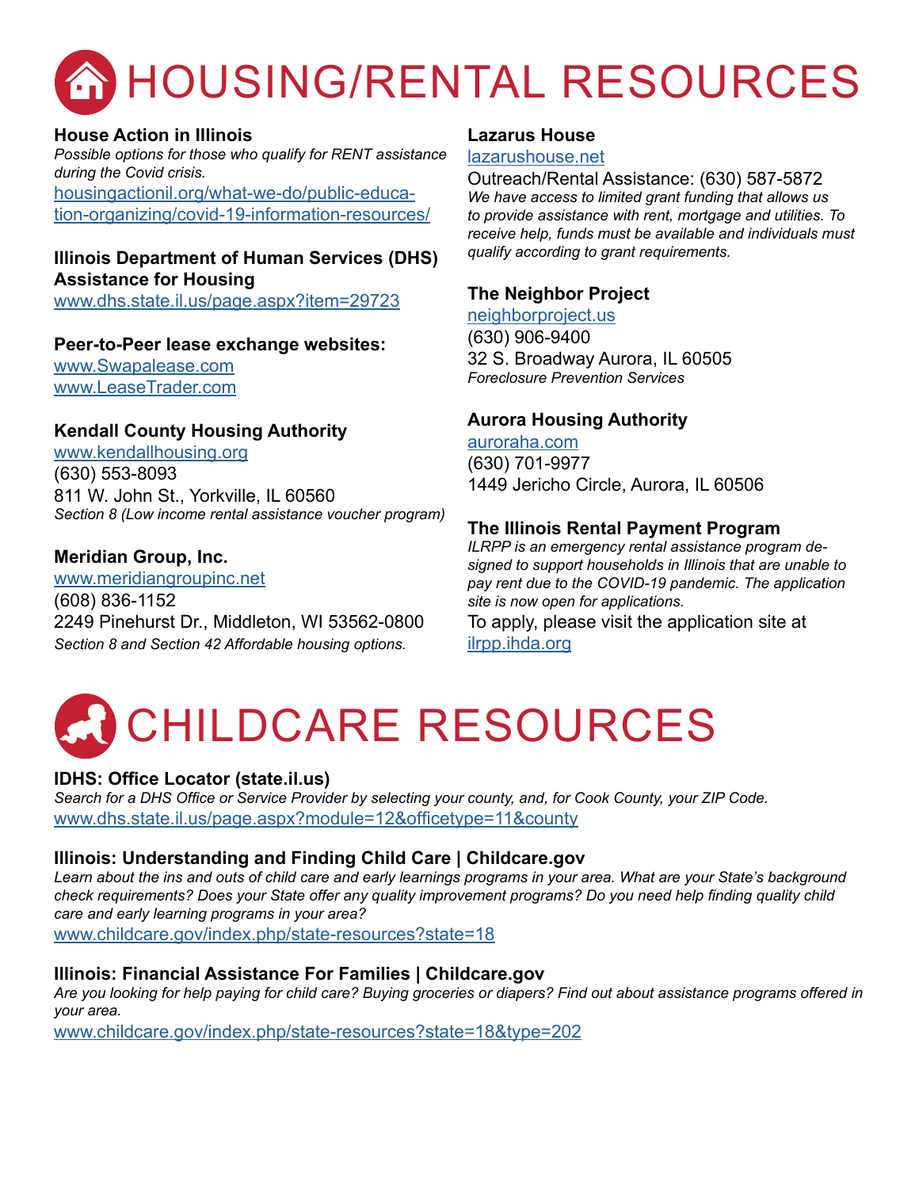# HOUSING/RENTAL RESOURCES

**House Action in Illinois**
*Possible options for those who qualify for RENT assistance during the Covid crisis.*
housingactionil.org/what-we-do/public-education-organizing/covid-19-information-resources/

**Illinois Department of Human Services (DHS) Assistance for Housing**
www.dhs.state.il.us/page.aspx?item=29723

**Peer-to-Peer lease exchange websites:**
www.Swapalease.com
www.LeaseTrader.com

**Kendall County Housing Authority**
www.kendallhousing.org
(630) 553-8093
811 W. John St., Yorkville, IL 60560
*Section 8 (Low income rental assistance voucher program)*

**Meridian Group, Inc.**
www.meridiangroupinc.net
(608) 836-1152
2249 Pinehurst Dr., Middleton, WI 53562-0800
*Section 8 and Section 42 Affordable housing options.*

**Lazarus House**
lazarushouse.net
Outreach/Rental Assistance: (630) 587-5872
*We have access to limited grant funding that allows us to provide assistance with rent, mortgage and utilities. To receive help, funds must be available and individuals must qualify according to grant requirements.*

**The Neighbor Project**
neighborproject.us
(630) 906-9400
32 S. Broadway Aurora, IL 60505
*Foreclosure Prevention Services*

**Aurora Housing Authority**
auroraha.com
(630) 701-9977
1449 Jericho Circle, Aurora, IL 60506

**The Illinois Rental Payment Program**
*ILRPP is an emergency rental assistance program designed to support households in Illinois that are unable to pay rent due to the COVID-19 pandemic. The application site is now open for applications.*
To apply, please visit the application site at ilrpp.ihda.org

# CHILDCARE RESOURCES

**IDHS: Office Locator (state.il.us)**
*Search for a DHS Office or Service Provider by selecting your county, and, for Cook County, your ZIP Code.*
www.dhs.state.il.us/page.aspx?module=12&officetype=11&county

**Illinois: Understanding and Finding Child Care | Childcare.gov**
*Learn about the ins and outs of child care and early learnings programs in your area. What are your State's background check requirements? Does your State offer any quality improvement programs? Do you need help finding quality child care and early learning programs in your area?*
www.childcare.gov/index.php/state-resources?state=18

**Illinois: Financial Assistance For Families | Childcare.gov**
*Are you looking for help paying for child care? Buying groceries or diapers? Find out about assistance programs offered in your area.*
www.childcare.gov/index.php/state-resources?state=18&type=202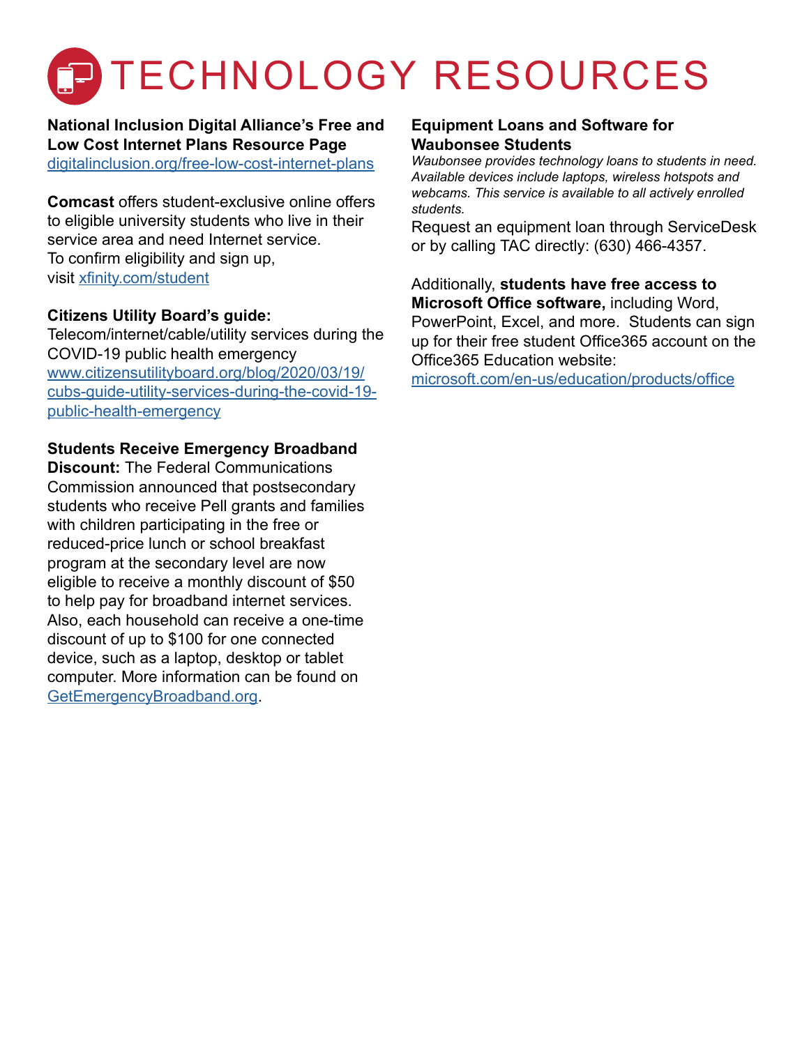# TECHNOLOGY RESOURCES

**National Inclusion Digital Alliance's Free and Low Cost Internet Plans Resource Page**
digitalinclusion.org/free-low-cost-internet-plans

**Comcast** offers student-exclusive online offers to eligible university students who live in their service area and need Internet service. To confirm eligibility and sign up, visit xfinity.com/student

**Citizens Utility Board's guide:**
Telecom/internet/cable/utility services during the COVID-19 public health emergency
www.citizensutilityboard.org/blog/2020/03/19/cubs-guide-utility-services-during-the-covid-19-public-health-emergency

**Students Receive Emergency Broadband Discount:** The Federal Communications Commission announced that postsecondary students who receive Pell grants and families with children participating in the free or reduced-price lunch or school breakfast program at the secondary level are now eligible to receive a monthly discount of $50 to help pay for broadband internet services. Also, each household can receive a one-time discount of up to $100 for one connected device, such as a laptop, desktop or tablet computer. More information can be found on GetEmergencyBroadband.org.

**Equipment Loans and Software for Waubonsee Students**
*Waubonsee provides technology loans to students in need. Available devices include laptops, wireless hotspots and webcams. This service is available to all actively enrolled students.*
Request an equipment loan through ServiceDesk or by calling TAC directly: (630) 466-4357.

Additionally, **students have free access to Microsoft Office software,** including Word, PowerPoint, Excel, and more. Students can sign up for their free student Office365 account on the Office365 Education website:
microsoft.com/en-us/education/products/office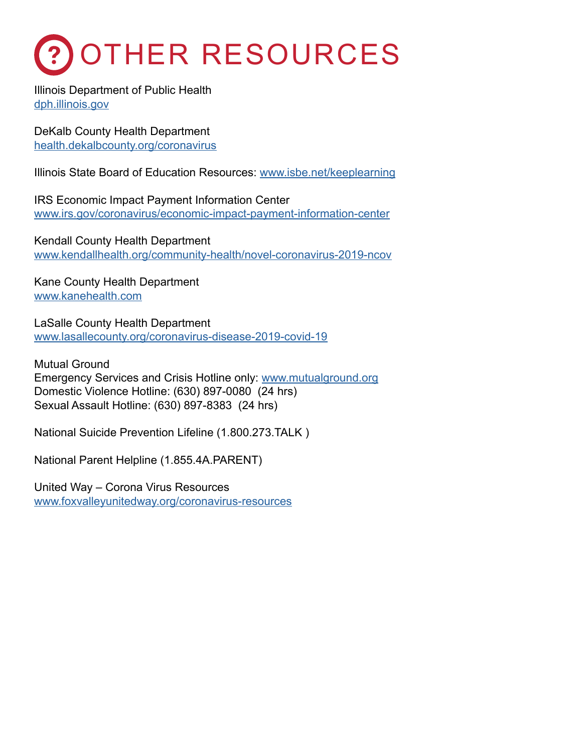# OTHER RESOURCES

Illinois Department of Public Health
dph.illinois.gov

DeKalb County Health Department
health.dekalbcounty.org/coronavirus

Illinois State Board of Education Resources: www.isbe.net/keeplearning

IRS Economic Impact Payment Information Center
www.irs.gov/coronavirus/economic-impact-payment-information-center

Kendall County Health Department
www.kendallhealth.org/community-health/novel-coronavirus-2019-ncov

Kane County Health Department
www.kanehealth.com

LaSalle County Health Department
www.lasallecounty.org/coronavirus-disease-2019-covid-19

Mutual Ground
Emergency Services and Crisis Hotline only: www.mutualground.org
Domestic Violence Hotline: (630) 897-0080 (24 hrs)
Sexual Assault Hotline: (630) 897-8383 (24 hrs)

National Suicide Prevention Lifeline (1.800.273.TALK )

National Parent Helpline (1.855.4A.PARENT)

United Way – Corona Virus Resources
www.foxvalleyunitedway.org/coronavirus-resources